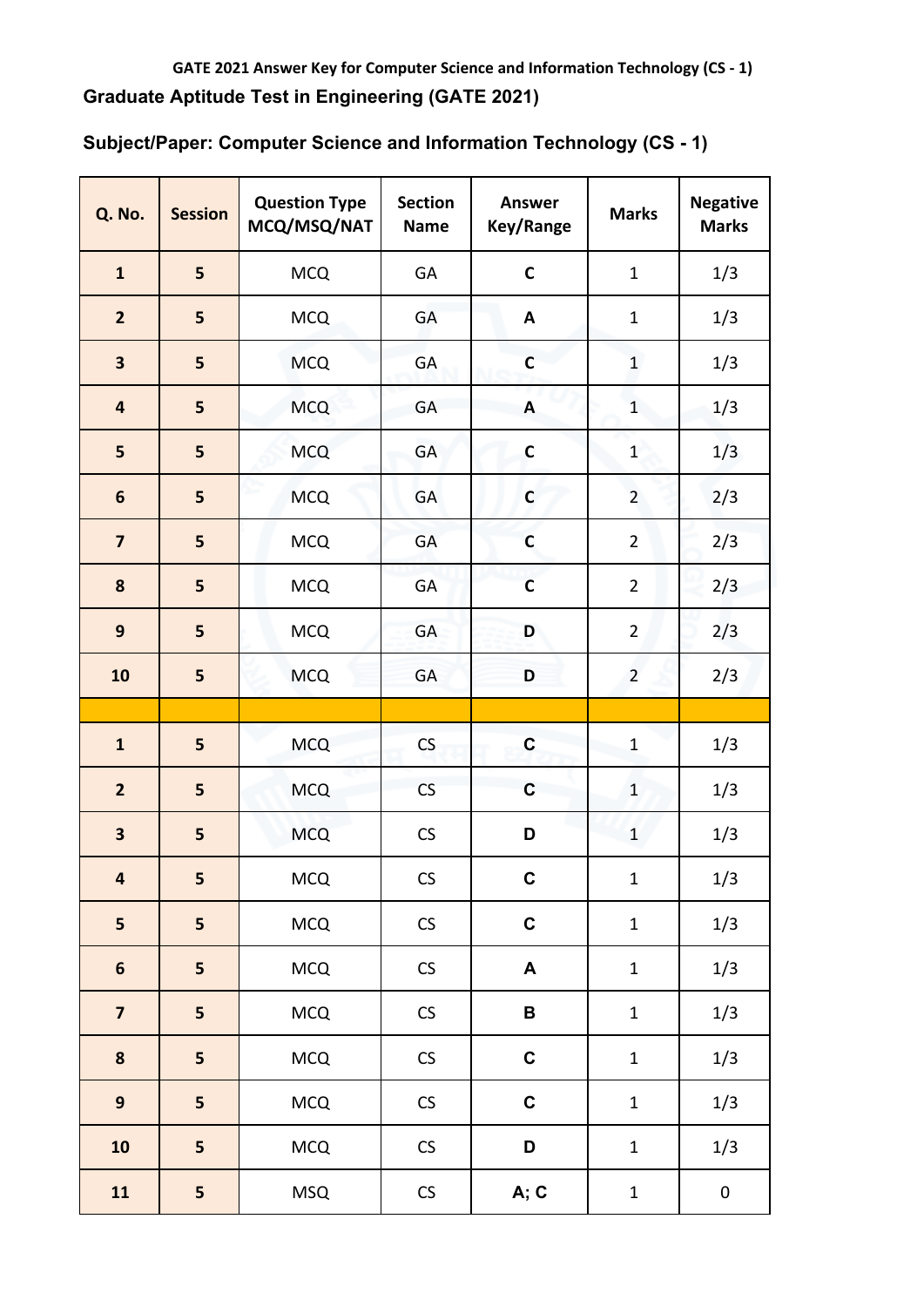GATE 2021 Answer Key for Computer Science and Information Technology (CS - 1)

## Graduate Aptitude Test in Engineering (GATE 2021)

## Subject/Paper: Computer Science and Information Technology (CS - 1)

| Q. No. | Session | Question Type MCQ/MSQ/NAT | Section Name | Answer Key/Range | Marks | Negative Marks |
|---|---|---|---|---|---|---|
| 1 | 5 | MCQ | GA | C | 1 | 1/3 |
| 2 | 5 | MCQ | GA | A | 1 | 1/3 |
| 3 | 5 | MCQ | GA | C | 1 | 1/3 |
| 4 | 5 | MCQ | GA | A | 1 | 1/3 |
| 5 | 5 | MCQ | GA | C | 1 | 1/3 |
| 6 | 5 | MCQ | GA | C | 2 | 2/3 |
| 7 | 5 | MCQ | GA | C | 2 | 2/3 |
| 8 | 5 | MCQ | GA | C | 2 | 2/3 |
| 9 | 5 | MCQ | GA | D | 2 | 2/3 |
| 10 | 5 | MCQ | GA | D | 2 | 2/3 |
| | | | | | | |
| 1 | 5 | MCQ | CS | C | 1 | 1/3 |
| 2 | 5 | MCQ | CS | C | 1 | 1/3 |
| 3 | 5 | MCQ | CS | D | 1 | 1/3 |
| 4 | 5 | MCQ | CS | C | 1 | 1/3 |
| 5 | 5 | MCQ | CS | C | 1 | 1/3 |
| 6 | 5 | MCQ | CS | A | 1 | 1/3 |
| 7 | 5 | MCQ | CS | B | 1 | 1/3 |
| 8 | 5 | MCQ | CS | C | 1 | 1/3 |
| 9 | 5 | MCQ | CS | C | 1 | 1/3 |
| 10 | 5 | MCQ | CS | D | 1 | 1/3 |
| 11 | 5 | MSQ | CS | A; C | 1 | 0 |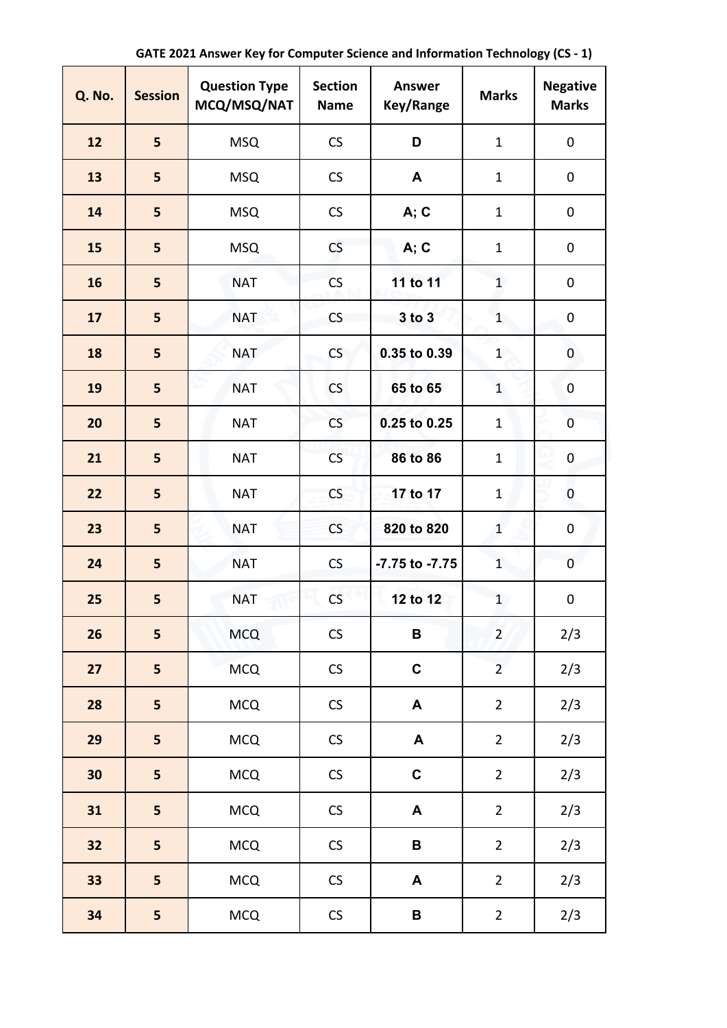**GATE 2021 Answer Key for Computer Science and Information Technology (CS - 1)**

| Q. No. | Session | Question Type MCQ/MSQ/NAT | Section Name | Answer Key/Range | Marks | Negative Marks |
|---|---|---|---|---|---|---|
| 12 | 5 | MSQ | CS | D | 1 | 0 |
| 13 | 5 | MSQ | CS | A | 1 | 0 |
| 14 | 5 | MSQ | CS | A; C | 1 | 0 |
| 15 | 5 | MSQ | CS | A; C | 1 | 0 |
| 16 | 5 | NAT | CS | 11 to 11 | 1 | 0 |
| 17 | 5 | NAT | CS | 3 to 3 | 1 | 0 |
| 18 | 5 | NAT | CS | 0.35 to 0.39 | 1 | 0 |
| 19 | 5 | NAT | CS | 65 to 65 | 1 | 0 |
| 20 | 5 | NAT | CS | 0.25 to 0.25 | 1 | 0 |
| 21 | 5 | NAT | CS | 86 to 86 | 1 | 0 |
| 22 | 5 | NAT | CS | 17 to 17 | 1 | 0 |
| 23 | 5 | NAT | CS | 820 to 820 | 1 | 0 |
| 24 | 5 | NAT | CS | -7.75 to -7.75 | 1 | 0 |
| 25 | 5 | NAT | CS | 12 to 12 | 1 | 0 |
| 26 | 5 | MCQ | CS | B | 2 | 2/3 |
| 27 | 5 | MCQ | CS | C | 2 | 2/3 |
| 28 | 5 | MCQ | CS | A | 2 | 2/3 |
| 29 | 5 | MCQ | CS | A | 2 | 2/3 |
| 30 | 5 | MCQ | CS | C | 2 | 2/3 |
| 31 | 5 | MCQ | CS | A | 2 | 2/3 |
| 32 | 5 | MCQ | CS | B | 2 | 2/3 |
| 33 | 5 | MCQ | CS | A | 2 | 2/3 |
| 34 | 5 | MCQ | CS | B | 2 | 2/3 |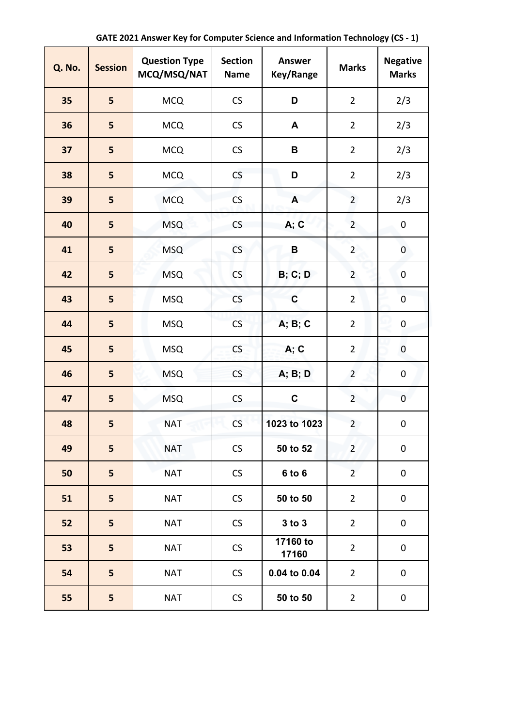GATE 2021 Answer Key for Computer Science and Information Technology (CS - 1)

| Q. No. | Session | Question Type MCQ/MSQ/NAT | Section Name | Answer Key/Range | Marks | Negative Marks |
|---|---|---|---|---|---|---|
| 35 | 5 | MCQ | CS | D | 2 | 2/3 |
| 36 | 5 | MCQ | CS | A | 2 | 2/3 |
| 37 | 5 | MCQ | CS | B | 2 | 2/3 |
| 38 | 5 | MCQ | CS | D | 2 | 2/3 |
| 39 | 5 | MCQ | CS | A | 2 | 2/3 |
| 40 | 5 | MSQ | CS | A; C | 2 | 0 |
| 41 | 5 | MSQ | CS | B | 2 | 0 |
| 42 | 5 | MSQ | CS | B; C; D | 2 | 0 |
| 43 | 5 | MSQ | CS | C | 2 | 0 |
| 44 | 5 | MSQ | CS | A; B; C | 2 | 0 |
| 45 | 5 | MSQ | CS | A; C | 2 | 0 |
| 46 | 5 | MSQ | CS | A; B; D | 2 | 0 |
| 47 | 5 | MSQ | CS | C | 2 | 0 |
| 48 | 5 | NAT | CS | 1023 to 1023 | 2 | 0 |
| 49 | 5 | NAT | CS | 50 to 52 | 2 | 0 |
| 50 | 5 | NAT | CS | 6 to 6 | 2 | 0 |
| 51 | 5 | NAT | CS | 50 to 50 | 2 | 0 |
| 52 | 5 | NAT | CS | 3 to 3 | 2 | 0 |
| 53 | 5 | NAT | CS | 17160 to 17160 | 2 | 0 |
| 54 | 5 | NAT | CS | 0.04 to 0.04 | 2 | 0 |
| 55 | 5 | NAT | CS | 50 to 50 | 2 | 0 |